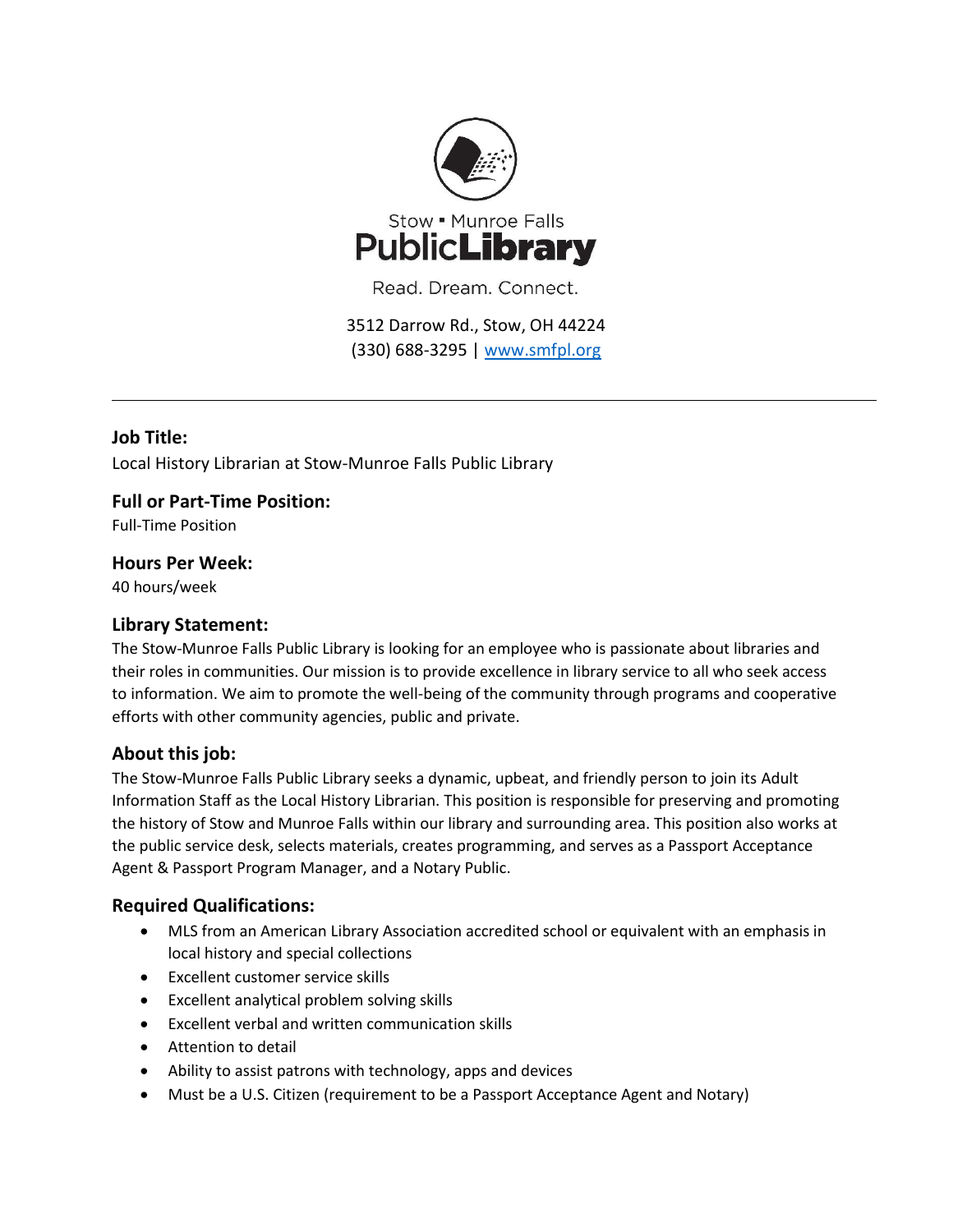Stow ▪ Munroe Falls

**PublicLibrary**

Read. Dream. Connect.

3512 Darrow Rd., Stow, OH 44224
(330) 688-3295 | [www.smfpl.org](http://www.smfpl.org)

---

### Job Title:

Local History Librarian at Stow-Munroe Falls Public Library

### Full or Part-Time Position:

Full-Time Position

### Hours Per Week:

40 hours/week

### Library Statement:

The Stow-Munroe Falls Public Library is looking for an employee who is passionate about libraries and their roles in communities. Our mission is to provide excellence in library service to all who seek access to information. We aim to promote the well-being of the community through programs and cooperative efforts with other community agencies, public and private.

### About this job:

The Stow-Munroe Falls Public Library seeks a dynamic, upbeat, and friendly person to join its Adult Information Staff as the Local History Librarian. This position is responsible for preserving and promoting the history of Stow and Munroe Falls within our library and surrounding area. This position also works at the public service desk, selects materials, creates programming, and serves as a Passport Acceptance Agent & Passport Program Manager, and a Notary Public.

### Required Qualifications:

- MLS from an American Library Association accredited school or equivalent with an emphasis in local history and special collections
- Excellent customer service skills
- Excellent analytical problem solving skills
- Excellent verbal and written communication skills
- Attention to detail
- Ability to assist patrons with technology, apps and devices
- Must be a U.S. Citizen (requirement to be a Passport Acceptance Agent and Notary)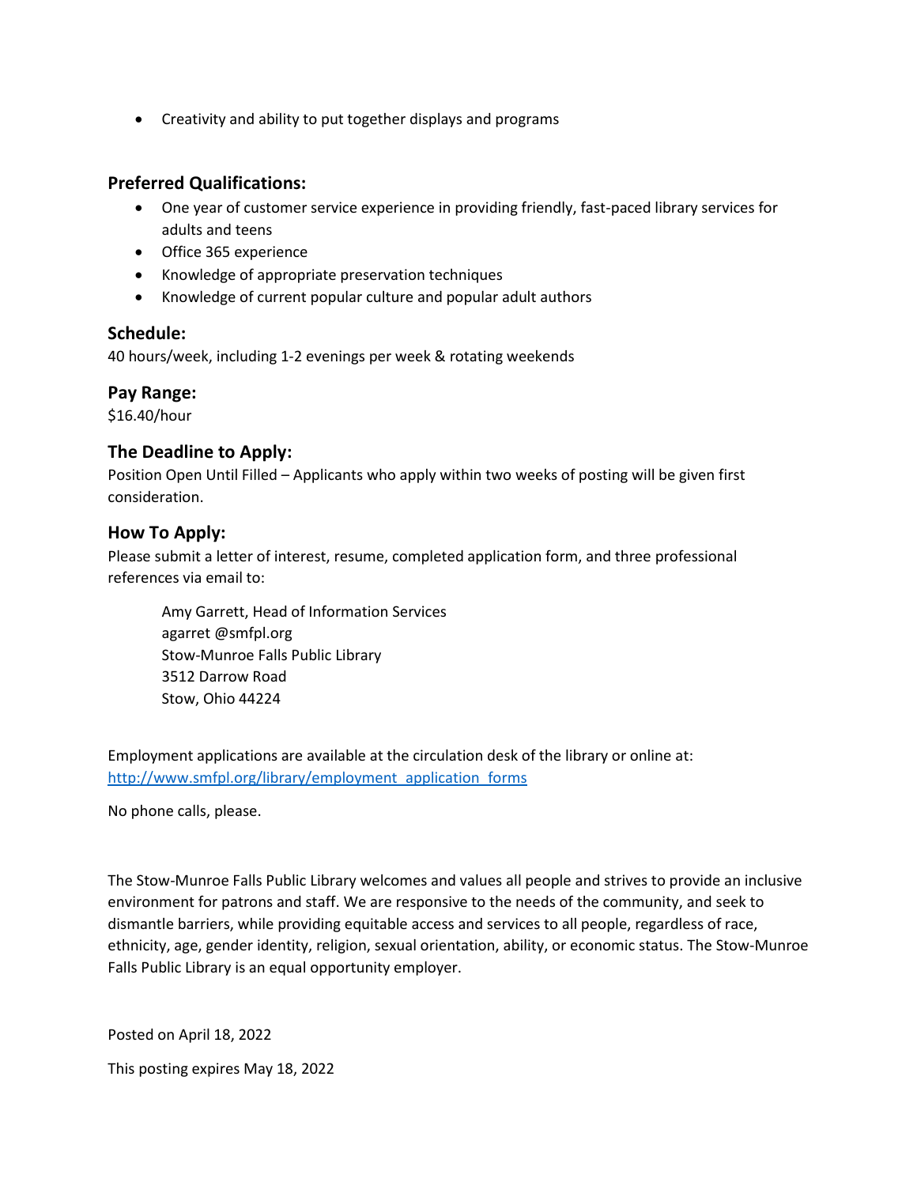- Creativity and ability to put together displays and programs

## Preferred Qualifications:

- One year of customer service experience in providing friendly, fast-paced library services for adults and teens
- Office 365 experience
- Knowledge of appropriate preservation techniques
- Knowledge of current popular culture and popular adult authors

## Schedule:

40 hours/week, including 1-2 evenings per week & rotating weekends

## Pay Range:

$16.40/hour

## The Deadline to Apply:

Position Open Until Filled – Applicants who apply within two weeks of posting will be given first consideration.

## How To Apply:

Please submit a letter of interest, resume, completed application form, and three professional references via email to:

Amy Garrett, Head of Information Services
agarret @smfpl.org
Stow-Munroe Falls Public Library
3512 Darrow Road
Stow, Ohio 44224

Employment applications are available at the circulation desk of the library or online at: [http://www.smfpl.org/library/employment_application_forms](http://www.smfpl.org/library/employment_application_forms)

No phone calls, please.

The Stow-Munroe Falls Public Library welcomes and values all people and strives to provide an inclusive environment for patrons and staff. We are responsive to the needs of the community, and seek to dismantle barriers, while providing equitable access and services to all people, regardless of race, ethnicity, age, gender identity, religion, sexual orientation, ability, or economic status. The Stow-Munroe Falls Public Library is an equal opportunity employer.

Posted on April 18, 2022

This posting expires May 18, 2022